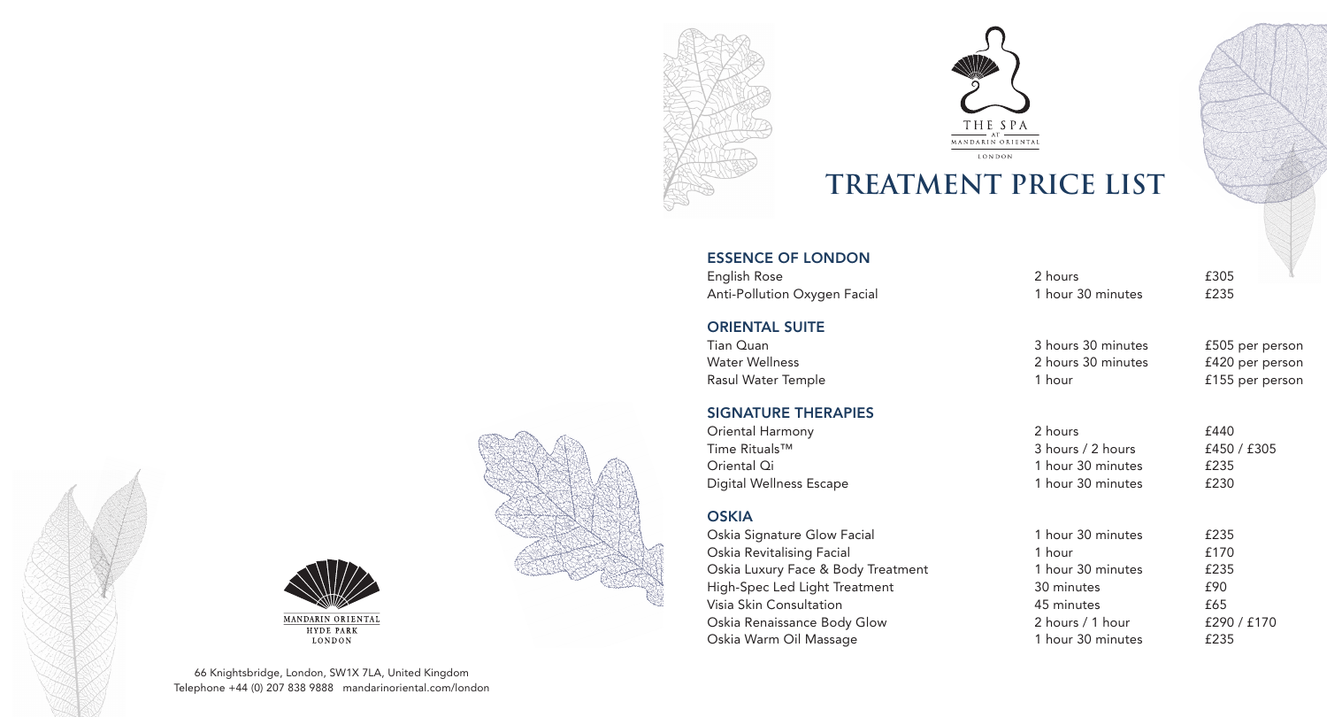THE SPA
AT
MANDARIN ORIENTAL
LONDON

# TREATMENT PRICE LIST

## ESSENCE OF LONDON

| | | |
|---|---|---|
| English Rose | 2 hours | £305 |
| Anti-Pollution Oxygen Facial | 1 hour 30 minutes | £235 |

## ORIENTAL SUITE

| | | |
|---|---|---|
| Tian Quan | 3 hours 30 minutes | £505 per person |
| Water Wellness | 2 hours 30 minutes | £420 per person |
| Rasul Water Temple | 1 hour | £155 per person |

## SIGNATURE THERAPIES

| | | |
|---|---|---|
| Oriental Harmony | 2 hours | £440 |
| Time Rituals™ | 3 hours / 2 hours | £450 / £305 |
| Oriental Qi | 1 hour 30 minutes | £235 |
| Digital Wellness Escape | 1 hour 30 minutes | £230 |

## OSKIA

| | | |
|---|---|---|
| Oskia Signature Glow Facial | 1 hour 30 minutes | £235 |
| Oskia Revitalising Facial | 1 hour | £170 |
| Oskia Luxury Face & Body Treatment | 1 hour 30 minutes | £235 |
| High-Spec Led Light Treatment | 30 minutes | £90 |
| Visia Skin Consultation | 45 minutes | £65 |
| Oskia Renaissance Body Glow | 2 hours / 1 hour | £290 / £170 |
| Oskia Warm Oil Massage | 1 hour 30 minutes | £235 |

MANDARIN ORIENTAL
HYDE PARK
LONDON

66 Knightsbridge, London, SW1X 7LA, United Kingdom
Telephone +44 (0) 207 838 9888 mandarinoriental.com/london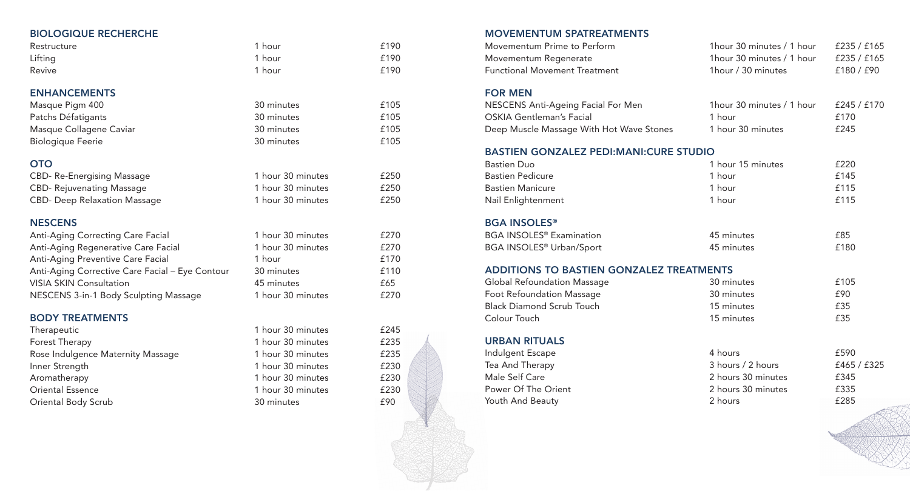## BIOLOGIQUE RECHERCHE

| | | |
|---|---|---|
| Restructure | 1 hour | £190 |
| Lifting | 1 hour | £190 |
| Revive | 1 hour | £190 |

## ENHANCEMENTS

| | | |
|---|---|---|
| Masque Pigm 400 | 30 minutes | £105 |
| Patchs Défatigants | 30 minutes | £105 |
| Masque Collagene Caviar | 30 minutes | £105 |
| Biologique Feerie | 30 minutes | £105 |

## OTO

| | | |
|---|---|---|
| CBD- Re-Energising Massage | 1 hour 30 minutes | £250 |
| CBD- Rejuvenating Massage | 1 hour 30 minutes | £250 |
| CBD- Deep Relaxation Massage | 1 hour 30 minutes | £250 |

## NESCENS

| | | |
|---|---|---|
| Anti-Aging Correcting Care Facial | 1 hour 30 minutes | £270 |
| Anti-Aging Regenerative Care Facial | 1 hour 30 minutes | £270 |
| Anti-Aging Preventive Care Facial | 1 hour | £170 |
| Anti-Aging Corrective Care Facial – Eye Contour | 30 minutes | £110 |
| VISIA SKIN Consultation | 45 minutes | £65 |
| NESCENS 3-in-1 Body Sculpting Massage | 1 hour 30 minutes | £270 |

## BODY TREATMENTS

| | | |
|---|---|---|
| Therapeutic | 1 hour 30 minutes | £245 |
| Forest Therapy | 1 hour 30 minutes | £235 |
| Rose Indulgence Maternity Massage | 1 hour 30 minutes | £235 |
| Inner Strength | 1 hour 30 minutes | £230 |
| Aromatherapy | 1 hour 30 minutes | £230 |
| Oriental Essence | 1 hour 30 minutes | £230 |
| Oriental Body Scrub | 30 minutes | £90 |

## MOVEMENTUM SPATREATMENTS

| | | |
|---|---|---|
| Movementum Prime to Perform | 1hour 30 minutes / 1 hour | £235 / £165 |
| Movementum Regenerate | 1hour 30 minutes / 1 hour | £235 / £165 |
| Functional Movement Treatment | 1hour / 30 minutes | £180 / £90 |

## FOR MEN

| | | |
|---|---|---|
| NESCENS Anti-Ageing Facial For Men | 1hour 30 minutes / 1 hour | £245 / £170 |
| OSKIA Gentleman's Facial | 1 hour | £170 |
| Deep Muscle Massage With Hot Wave Stones | 1 hour 30 minutes | £245 |

## BASTIEN GONZALEZ PEDI:MANI:CURE STUDIO

| | | |
|---|---|---|
| Bastien Duo | 1 hour 15 minutes | £220 |
| Bastien Pedicure | 1 hour | £145 |
| Bastien Manicure | 1 hour | £115 |
| Nail Enlightenment | 1 hour | £115 |

## BGA INSOLES®

| | | |
|---|---|---|
| BGA INSOLES® Examination | 45 minutes | £85 |
| BGA INSOLES® Urban/Sport | 45 minutes | £180 |

## ADDITIONS TO BASTIEN GONZALEZ TREATMENTS

| | | |
|---|---|---|
| Global Refoundation Massage | 30 minutes | £105 |
| Foot Refoundation Massage | 30 minutes | £90 |
| Black Diamond Scrub Touch | 15 minutes | £35 |
| Colour Touch | 15 minutes | £35 |

## URBAN RITUALS

| | | |
|---|---|---|
| Indulgent Escape | 4 hours | £590 |
| Tea And Therapy | 3 hours / 2 hours | £465 / £325 |
| Male Self Care | 2 hours 30 minutes | £345 |
| Power Of The Orient | 2 hours 30 minutes | £335 |
| Youth And Beauty | 2 hours | £285 |